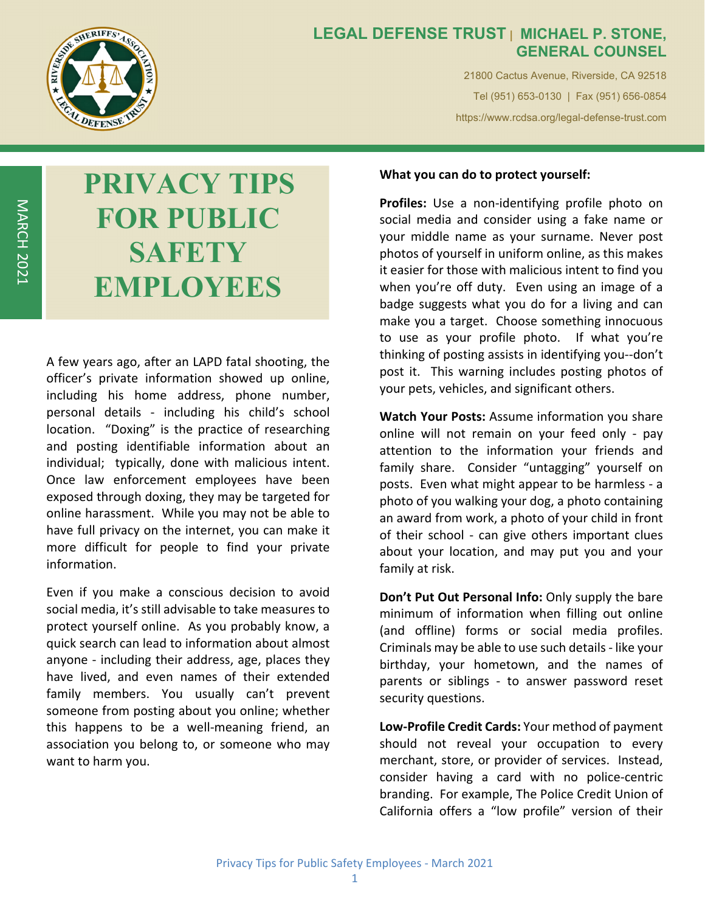**LEGAL DEFENSE TRUST | MICHAEL P. STONE, GENERAL COUNSEL**

21800 Cactus Avenue, Riverside, CA 92518

Tel (951) 653-0130 | Fax (951) 656-0854

https://www.rcdsa.org/legal-defense-trust.com

MARCH 2021

# PRIVACY TIPS FOR PUBLIC SAFETY EMPLOYEES

A few years ago, after an LAPD fatal shooting, the officer's private information showed up online, including his home address, phone number, personal details - including his child's school location. "Doxing" is the practice of researching and posting identifiable information about an individual; typically, done with malicious intent. Once law enforcement employees have been exposed through doxing, they may be targeted for online harassment. While you may not be able to have full privacy on the internet, you can make it more difficult for people to find your private information.

Even if you make a conscious decision to avoid social media, it's still advisable to take measures to protect yourself online. As you probably know, a quick search can lead to information about almost anyone - including their address, age, places they have lived, and even names of their extended family members. You usually can't prevent someone from posting about you online; whether this happens to be a well-meaning friend, an association you belong to, or someone who may want to harm you.

**What you can do to protect yourself:**

**Profiles:** Use a non-identifying profile photo on social media and consider using a fake name or your middle name as your surname. Never post photos of yourself in uniform online, as this makes it easier for those with malicious intent to find you when you're off duty. Even using an image of a badge suggests what you do for a living and can make you a target. Choose something innocuous to use as your profile photo. If what you're thinking of posting assists in identifying you--don't post it. This warning includes posting photos of your pets, vehicles, and significant others.

**Watch Your Posts:** Assume information you share online will not remain on your feed only - pay attention to the information your friends and family share. Consider "untagging" yourself on posts. Even what might appear to be harmless - a photo of you walking your dog, a photo containing an award from work, a photo of your child in front of their school - can give others important clues about your location, and may put you and your family at risk.

**Don't Put Out Personal Info:** Only supply the bare minimum of information when filling out online (and offline) forms or social media profiles. Criminals may be able to use such details - like your birthday, your hometown, and the names of parents or siblings - to answer password reset security questions.

**Low-Profile Credit Cards:** Your method of payment should not reveal your occupation to every merchant, store, or provider of services. Instead, consider having a card with no police-centric branding. For example, The Police Credit Union of California offers a "low profile" version of their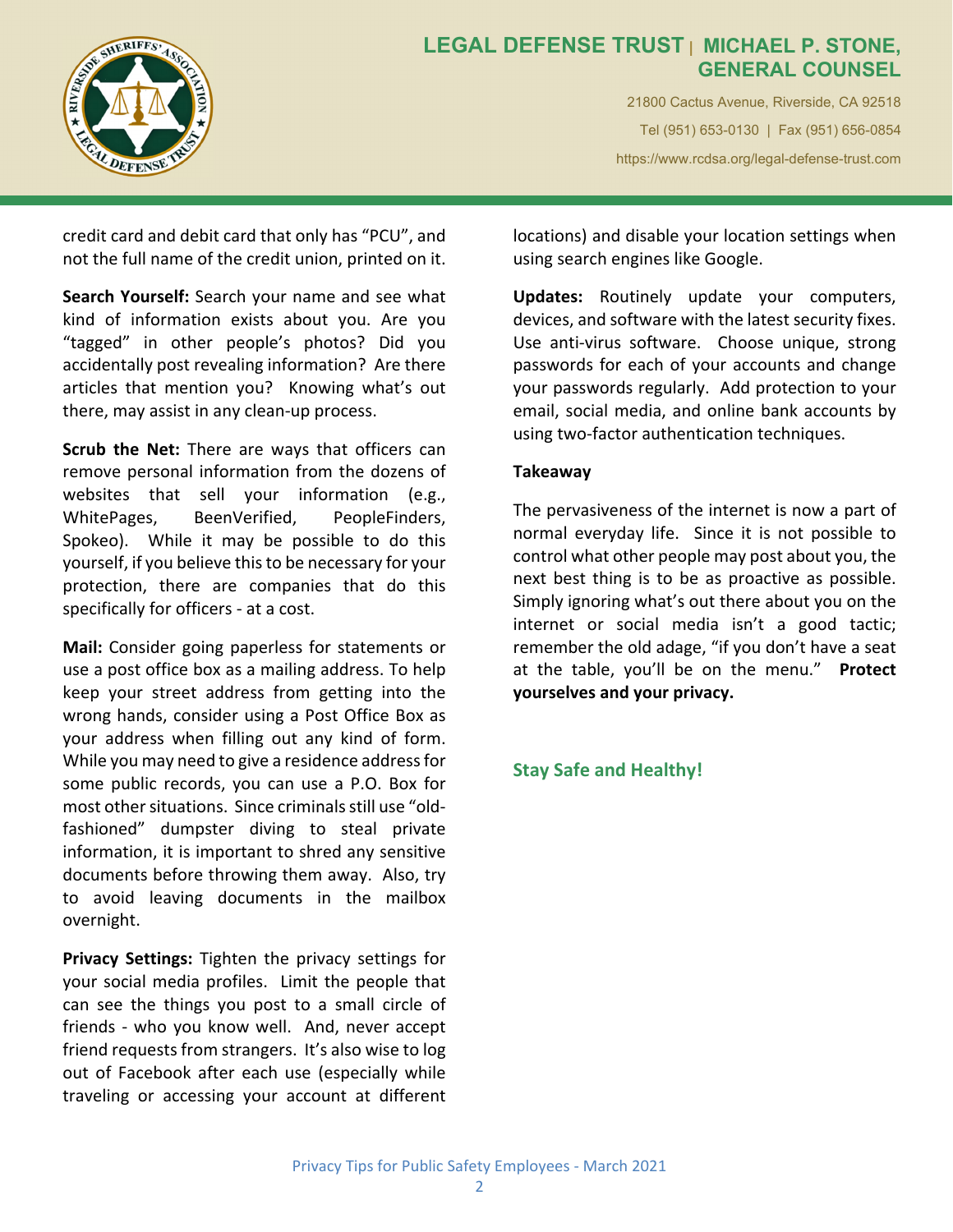credit card and debit card that only has "PCU", and not the full name of the credit union, printed on it.

**Search Yourself:** Search your name and see what kind of information exists about you. Are you "tagged" in other people's photos? Did you accidentally post revealing information? Are there articles that mention you? Knowing what's out there, may assist in any clean-up process.

**Scrub the Net:** There are ways that officers can remove personal information from the dozens of websites that sell your information (e.g., WhitePages, BeenVerified, PeopleFinders, Spokeo). While it may be possible to do this yourself, if you believe this to be necessary for your protection, there are companies that do this specifically for officers - at a cost.

**Mail:** Consider going paperless for statements or use a post office box as a mailing address. To help keep your street address from getting into the wrong hands, consider using a Post Office Box as your address when filling out any kind of form. While you may need to give a residence address for some public records, you can use a P.O. Box for most other situations. Since criminals still use "old-fashioned" dumpster diving to steal private information, it is important to shred any sensitive documents before throwing them away. Also, try to avoid leaving documents in the mailbox overnight.

**Privacy Settings:** Tighten the privacy settings for your social media profiles. Limit the people that can see the things you post to a small circle of friends - who you know well. And, never accept friend requests from strangers. It's also wise to log out of Facebook after each use (especially while traveling or accessing your account at different locations) and disable your location settings when using search engines like Google.

**Updates:** Routinely update your computers, devices, and software with the latest security fixes. Use anti-virus software. Choose unique, strong passwords for each of your accounts and change your passwords regularly. Add protection to your email, social media, and online bank accounts by using two-factor authentication techniques.

**Takeaway**

The pervasiveness of the internet is now a part of normal everyday life. Since it is not possible to control what other people may post about you, the next best thing is to be as proactive as possible. Simply ignoring what's out there about you on the internet or social media isn't a good tactic; remember the old adage, "if you don't have a seat at the table, you'll be on the menu." **Protect yourselves and your privacy.**

**Stay Safe and Healthy!**